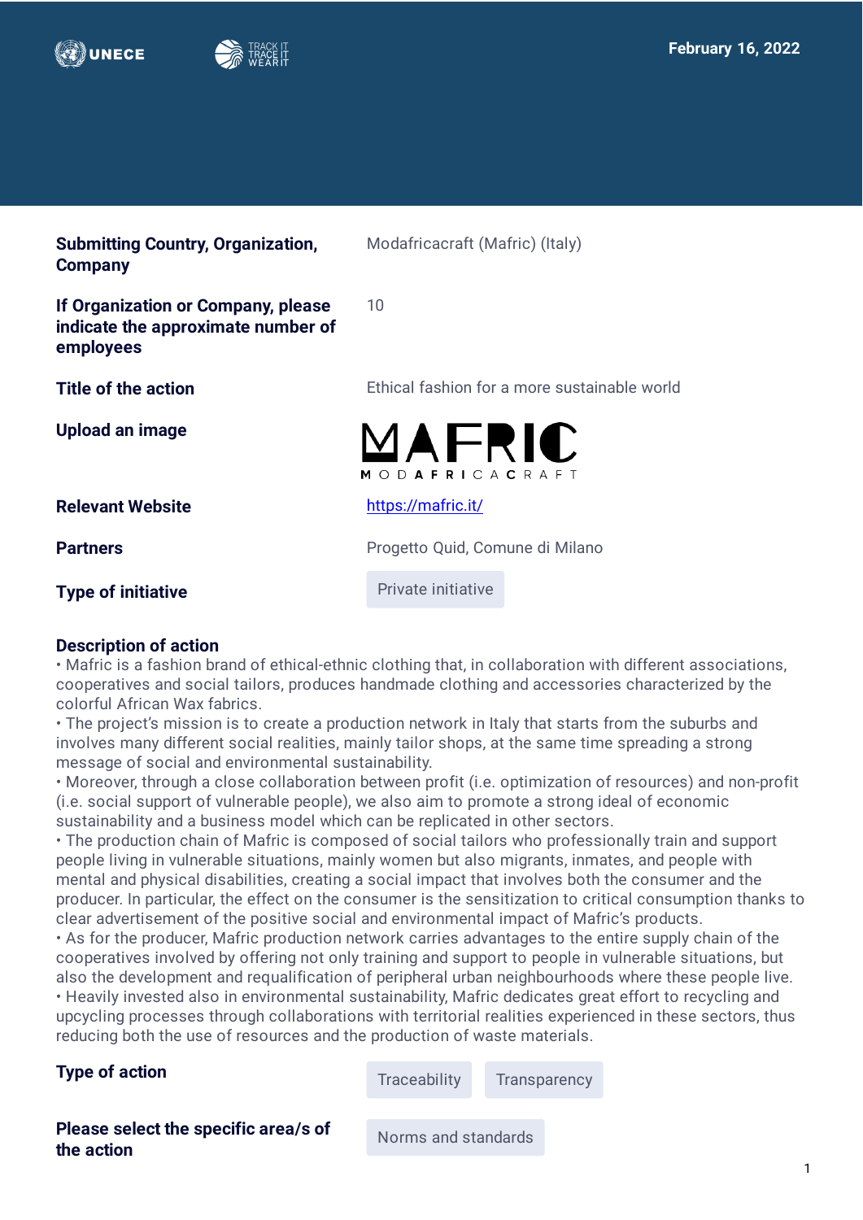February 16, 2022

| | |
|---|---|
| **Submitting Country, Organization, Company** | Modafricacraft (Mafric) (Italy) |
| **If Organization or Company, please indicate the approximate number of employees** | 10 |
| **Title of the action** | Ethical fashion for a more sustainable world |
| **Upload an image** | MAFRIC MODAFRICACRAFT |
| **Relevant Website** | https://mafric.it/ |
| **Partners** | Progetto Quid, Comune di Milano |
| **Type of initiative** | Private initiative |

**Description of action**

• Mafric is a fashion brand of ethical-ethnic clothing that, in collaboration with different associations, cooperatives and social tailors, produces handmade clothing and accessories characterized by the colorful African Wax fabrics.

• The project's mission is to create a production network in Italy that starts from the suburbs and involves many different social realities, mainly tailor shops, at the same time spreading a strong message of social and environmental sustainability.

• Moreover, through a close collaboration between profit (i.e. optimization of resources) and non-profit (i.e. social support of vulnerable people), we also aim to promote a strong ideal of economic sustainability and a business model which can be replicated in other sectors.

• The production chain of Mafric is composed of social tailors who professionally train and support people living in vulnerable situations, mainly women but also migrants, inmates, and people with mental and physical disabilities, creating a social impact that involves both the consumer and the producer. In particular, the effect on the consumer is the sensitization to critical consumption thanks to clear advertisement of the positive social and environmental impact of Mafric's products.

• As for the producer, Mafric production network carries advantages to the entire supply chain of the cooperatives involved by offering not only training and support to people in vulnerable situations, but also the development and requalification of peripheral urban neighbourhoods where these people live.

• Heavily invested also in environmental sustainability, Mafric dedicates great effort to recycling and upcycling processes through collaborations with territorial realities experienced in these sectors, thus reducing both the use of resources and the production of waste materials.

| | |
|---|---|
| **Type of action** | Traceability, Transparency |
| **Please select the specific area/s of the action** | Norms and standards |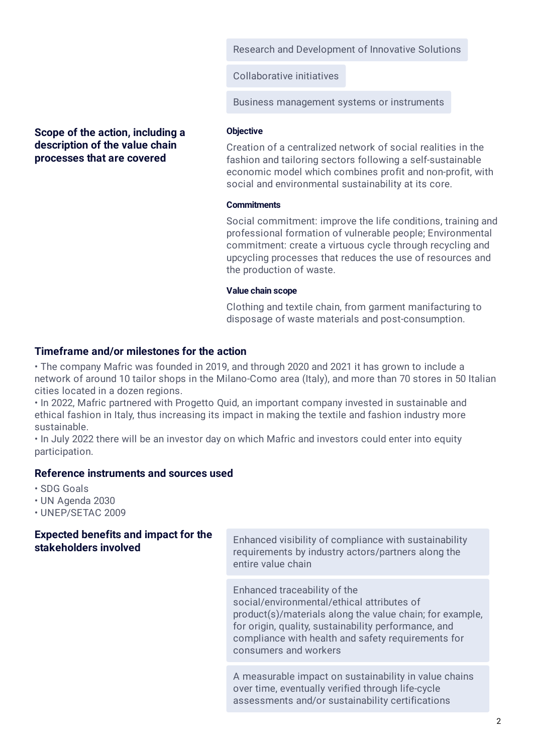Research and Development of Innovative Solutions

Collaborative initiatives

Business management systems or instruments

### Scope of the action, including a description of the value chain processes that are covered

**Objective**

Creation of a centralized network of social realities in the fashion and tailoring sectors following a self-sustainable economic model which combines profit and non-profit, with social and environmental sustainability at its core.

**Commitments**

Social commitment: improve the life conditions, training and professional formation of vulnerable people; Environmental commitment: create a virtuous cycle through recycling and upcycling processes that reduces the use of resources and the production of waste.

**Value chain scope**

Clothing and textile chain, from garment manifacturing to disposage of waste materials and post-consumption.

### Timeframe and/or milestones for the action

- The company Mafric was founded in 2019, and through 2020 and 2021 it has grown to include a network of around 10 tailor shops in the Milano-Como area (Italy), and more than 70 stores in 50 Italian cities located in a dozen regions.
- In 2022, Mafric partnered with Progetto Quid, an important company invested in sustainable and ethical fashion in Italy, thus increasing its impact in making the textile and fashion industry more sustainable.
- In July 2022 there will be an investor day on which Mafric and investors could enter into equity participation.

### Reference instruments and sources used

- SDG Goals
- UN Agenda 2030
- UNEP/SETAC 2009

### Expected benefits and impact for the stakeholders involved

Enhanced visibility of compliance with sustainability requirements by industry actors/partners along the entire value chain

Enhanced traceability of the social/environmental/ethical attributes of product(s)/materials along the value chain; for example, for origin, quality, sustainability performance, and compliance with health and safety requirements for consumers and workers

A measurable impact on sustainability in value chains over time, eventually verified through life-cycle assessments and/or sustainability certifications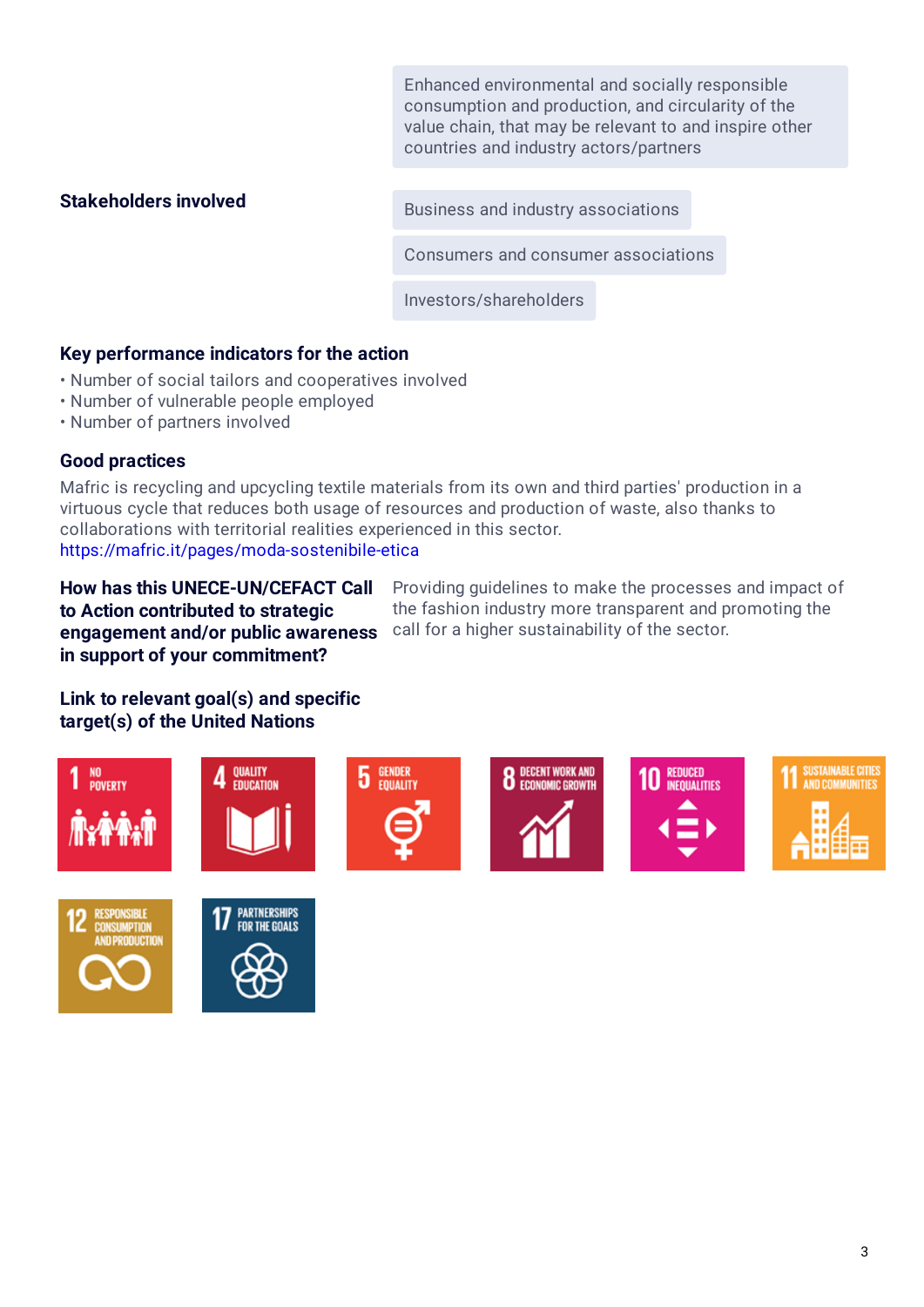Enhanced environmental and socially responsible consumption and production, and circularity of the value chain, that may be relevant to and inspire other countries and industry actors/partners

**Stakeholders involved**

- Business and industry associations
- Consumers and consumer associations
- Investors/shareholders

**Key performance indicators for the action**

- Number of social tailors and cooperatives involved
- Number of vulnerable people employed
- Number of partners involved

**Good practices**

Mafric is recycling and upcycling textile materials from its own and third parties' production in a virtuous cycle that reduces both usage of resources and production of waste, also thanks to collaborations with territorial realities experienced in this sector.
https://mafric.it/pages/moda-sostenibile-etica

**How has this UNECE-UN/CEFACT Call to Action contributed to strategic engagement and/or public awareness in support of your commitment?**

Providing guidelines to make the processes and impact of the fashion industry more transparent and promoting the call for a higher sustainability of the sector.

**Link to relevant goal(s) and specific target(s) of the United Nations**

1 NO POVERTY

4 QUALITY EDUCATION

5 GENDER EQUALITY

8 DECENT WORK AND ECONOMIC GROWTH

10 REDUCED INEQUALITIES

11 SUSTAINABLE CITIES AND COMMUNITIES

12 RESPONSIBLE CONSUMPTION AND PRODUCTION

17 PARTNERSHIPS FOR THE GOALS